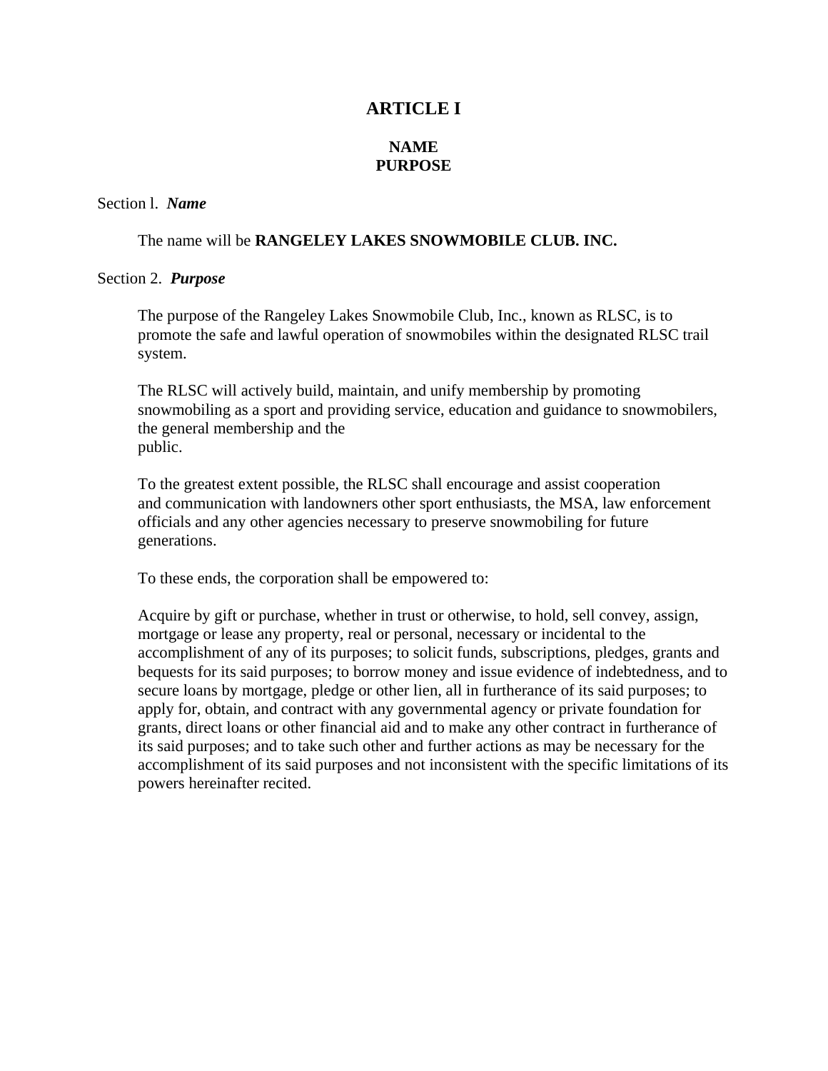# ARTICLE I

## NAME
## PURPOSE

Section l. ***Name***

The name will be **RANGELEY LAKES SNOWMOBILE CLUB. INC.**

Section 2. ***Purpose***

The purpose of the Rangeley Lakes Snowmobile Club, Inc., known as RLSC, is to promote the safe and lawful operation of snowmobiles within the designated RLSC trail system.

The RLSC will actively build, maintain, and unify membership by promoting snowmobiling as a sport and providing service, education and guidance to snowmobilers, the general membership and the public.

To the greatest extent possible, the RLSC shall encourage and assist cooperation and communication with landowners other sport enthusiasts, the MSA, law enforcement officials and any other agencies necessary to preserve snowmobiling for future generations.

To these ends, the corporation shall be empowered to:

Acquire by gift or purchase, whether in trust or otherwise, to hold, sell convey, assign, mortgage or lease any property, real or personal, necessary or incidental to the accomplishment of any of its purposes; to solicit funds, subscriptions, pledges, grants and bequests for its said purposes; to borrow money and issue evidence of indebtedness, and to secure loans by mortgage, pledge or other lien, all in furtherance of its said purposes; to apply for, obtain, and contract with any governmental agency or private foundation for grants, direct loans or other financial aid and to make any other contract in furtherance of its said purposes; and to take such other and further actions as may be necessary for the accomplishment of its said purposes and not inconsistent with the specific limitations of its powers hereinafter recited.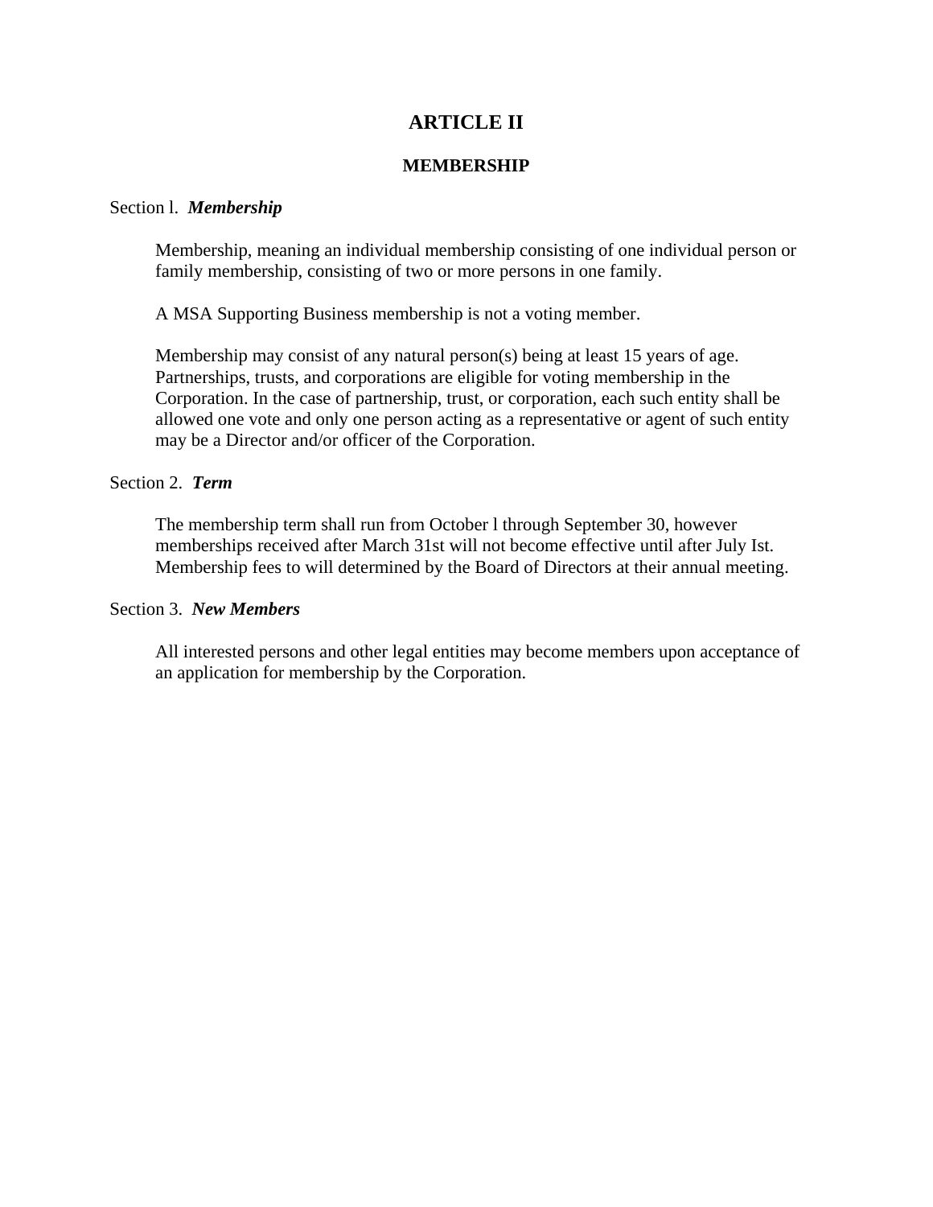# ARTICLE II

## MEMBERSHIP

Section l. ***Membership***

Membership, meaning an individual membership consisting of one individual person or family membership, consisting of two or more persons in one family.

A MSA Supporting Business membership is not a voting member.

Membership may consist of any natural person(s) being at least 15 years of age. Partnerships, trusts, and corporations are eligible for voting membership in the Corporation. In the case of partnership, trust, or corporation, each such entity shall be allowed one vote and only one person acting as a representative or agent of such entity may be a Director and/or officer of the Corporation.

Section 2. ***Term***

The membership term shall run from October l through September 30, however memberships received after March 31st will not become effective until after July Ist. Membership fees to will determined by the Board of Directors at their annual meeting.

Section 3. ***New Members***

All interested persons and other legal entities may become members upon acceptance of an application for membership by the Corporation.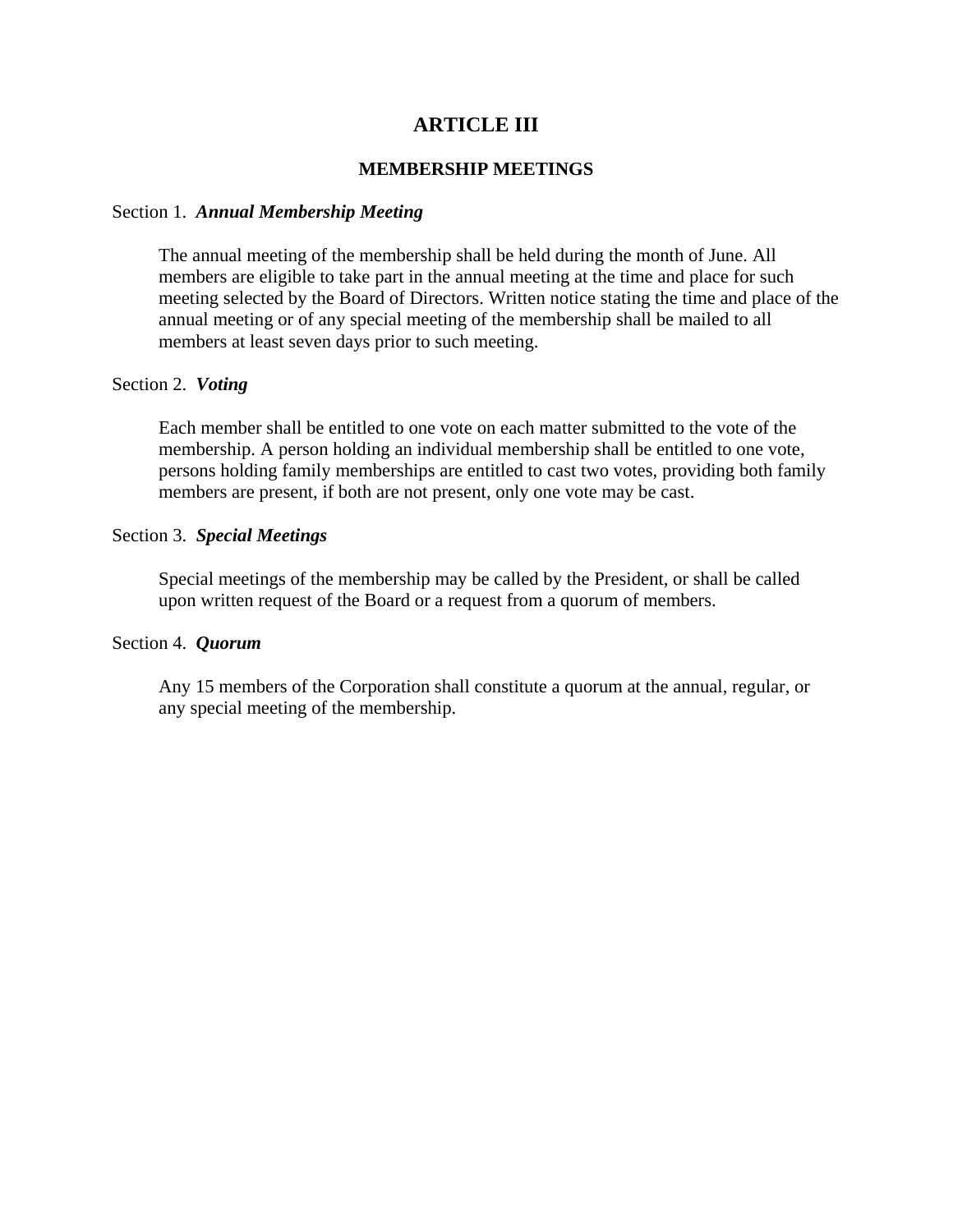# ARTICLE III

## MEMBERSHIP MEETINGS

Section 1. ***Annual Membership Meeting***

The annual meeting of the membership shall be held during the month of June. All members are eligible to take part in the annual meeting at the time and place for such meeting selected by the Board of Directors. Written notice stating the time and place of the annual meeting or of any special meeting of the membership shall be mailed to all members at least seven days prior to such meeting.

Section 2. ***Voting***

Each member shall be entitled to one vote on each matter submitted to the vote of the membership. A person holding an individual membership shall be entitled to one vote, persons holding family memberships are entitled to cast two votes, providing both family members are present, if both are not present, only one vote may be cast.

Section 3. ***Special Meetings***

Special meetings of the membership may be called by the President, or shall be called upon written request of the Board or a request from a quorum of members.

Section 4. ***Quorum***

Any 15 members of the Corporation shall constitute a quorum at the annual, regular, or any special meeting of the membership.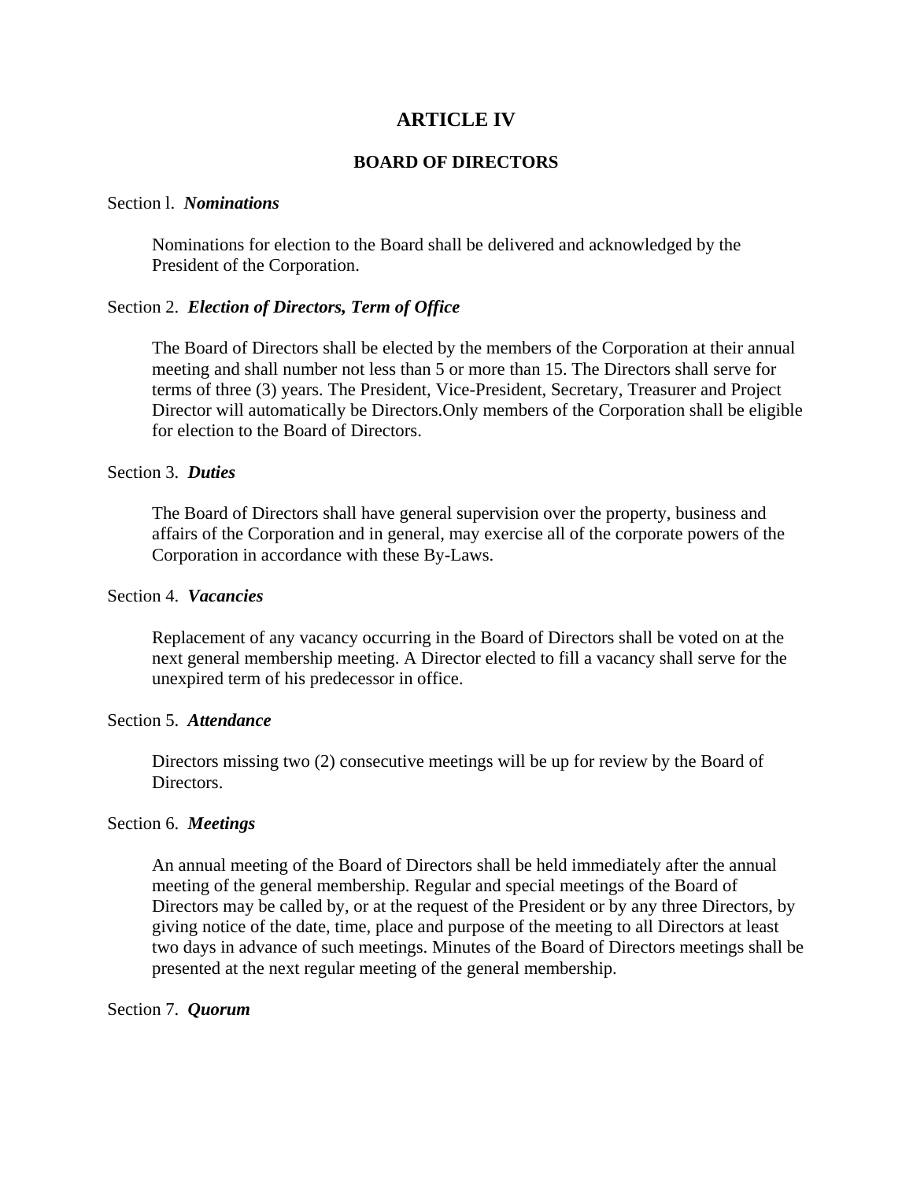# ARTICLE IV

## BOARD OF DIRECTORS

Section l. ***Nominations***

Nominations for election to the Board shall be delivered and acknowledged by the President of the Corporation.

Section 2. ***Election of Directors, Term of Office***

The Board of Directors shall be elected by the members of the Corporation at their annual meeting and shall number not less than 5 or more than 15. The Directors shall serve for terms of three (3) years. The President, Vice-President, Secretary, Treasurer and Project Director will automatically be Directors.Only members of the Corporation shall be eligible for election to the Board of Directors.

Section 3. ***Duties***

The Board of Directors shall have general supervision over the property, business and affairs of the Corporation and in general, may exercise all of the corporate powers of the Corporation in accordance with these By-Laws.

Section 4. ***Vacancies***

Replacement of any vacancy occurring in the Board of Directors shall be voted on at the next general membership meeting. A Director elected to fill a vacancy shall serve for the unexpired term of his predecessor in office.

Section 5. ***Attendance***

Directors missing two (2) consecutive meetings will be up for review by the Board of Directors.

Section 6. ***Meetings***

An annual meeting of the Board of Directors shall be held immediately after the annual meeting of the general membership. Regular and special meetings of the Board of Directors may be called by, or at the request of the President or by any three Directors, by giving notice of the date, time, place and purpose of the meeting to all Directors at least two days in advance of such meetings. Minutes of the Board of Directors meetings shall be presented at the next regular meeting of the general membership.

Section 7. ***Quorum***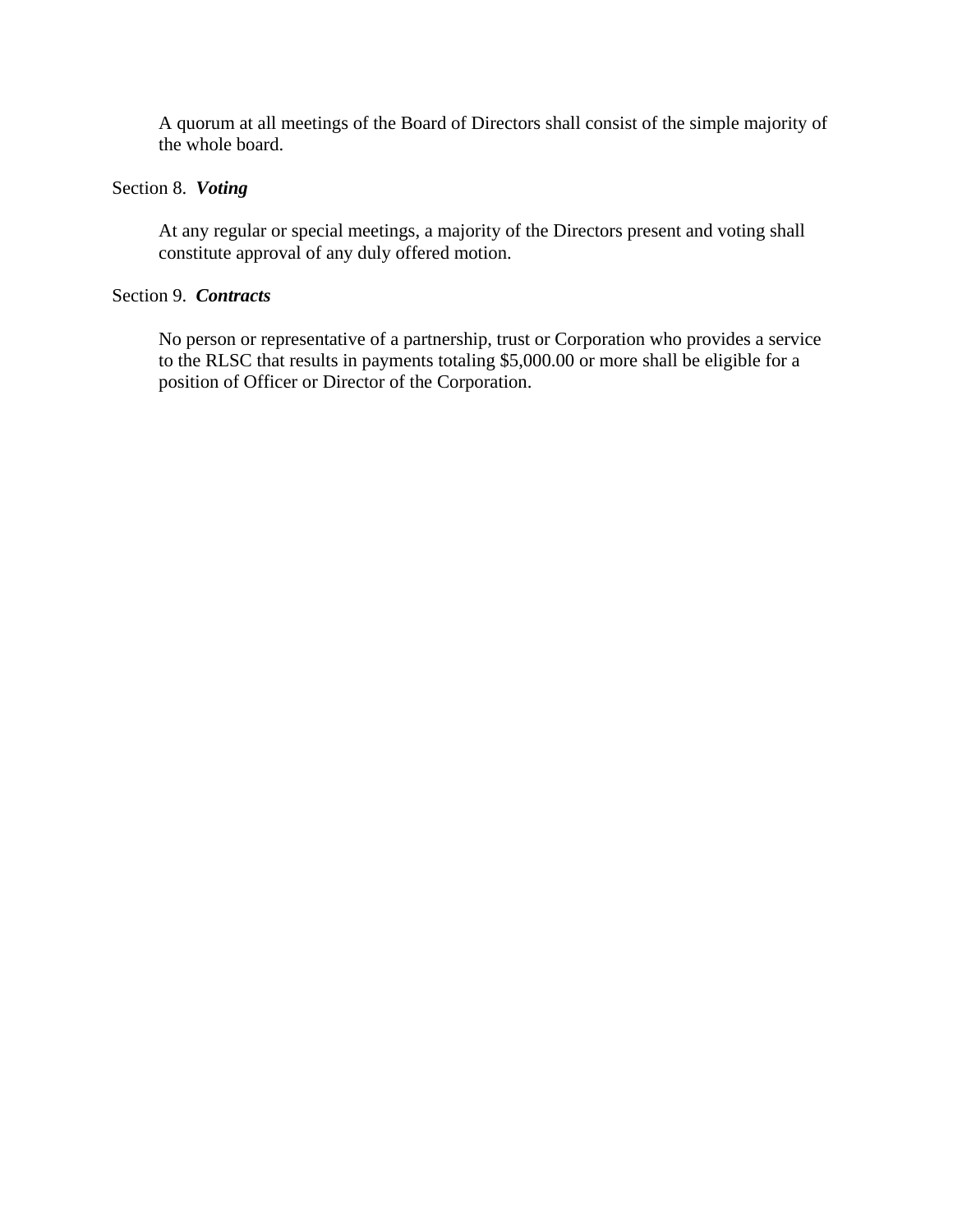A quorum at all meetings of the Board of Directors shall consist of the simple majority of the whole board.

Section 8. ***Voting***

At any regular or special meetings, a majority of the Directors present and voting shall constitute approval of any duly offered motion.

Section 9. ***Contracts***

No person or representative of a partnership, trust or Corporation who provides a service to the RLSC that results in payments totaling $5,000.00 or more shall be eligible for a position of Officer or Director of the Corporation.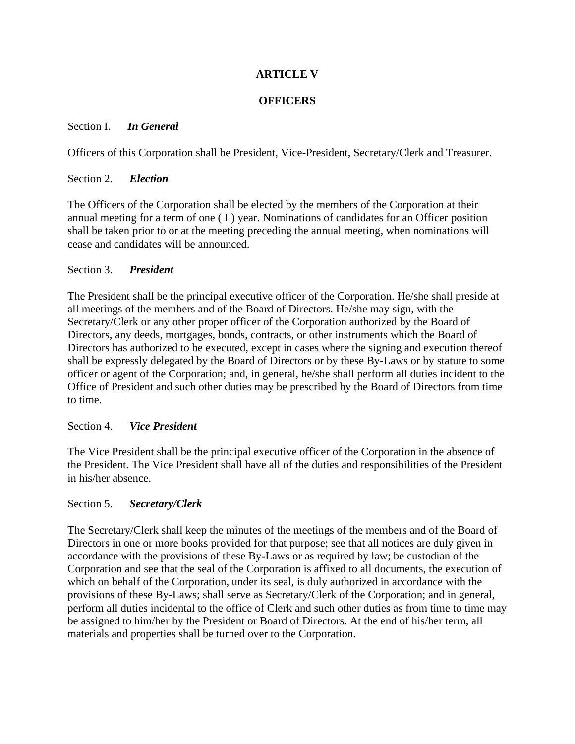## ARTICLE V

## OFFICERS

Section I. ***In General***

Officers of this Corporation shall be President, Vice-President, Secretary/Clerk and Treasurer.

Section 2. ***Election***

The Officers of the Corporation shall be elected by the members of the Corporation at their annual meeting for a term of one ( I ) year. Nominations of candidates for an Officer position shall be taken prior to or at the meeting preceding the annual meeting, when nominations will cease and candidates will be announced.

Section 3. ***President***

The President shall be the principal executive officer of the Corporation. He/she shall preside at all meetings of the members and of the Board of Directors. He/she may sign, with the Secretary/Clerk or any other proper officer of the Corporation authorized by the Board of Directors, any deeds, mortgages, bonds, contracts, or other instruments which the Board of Directors has authorized to be executed, except in cases where the signing and execution thereof shall be expressly delegated by the Board of Directors or by these By-Laws or by statute to some officer or agent of the Corporation; and, in general, he/she shall perform all duties incident to the Office of President and such other duties may be prescribed by the Board of Directors from time to time.

Section 4. ***Vice President***

The Vice President shall be the principal executive officer of the Corporation in the absence of the President. The Vice President shall have all of the duties and responsibilities of the President in his/her absence.

Section 5. ***Secretary/Clerk***

The Secretary/Clerk shall keep the minutes of the meetings of the members and of the Board of Directors in one or more books provided for that purpose; see that all notices are duly given in accordance with the provisions of these By-Laws or as required by law; be custodian of the Corporation and see that the seal of the Corporation is affixed to all documents, the execution of which on behalf of the Corporation, under its seal, is duly authorized in accordance with the provisions of these By-Laws; shall serve as Secretary/Clerk of the Corporation; and in general, perform all duties incidental to the office of Clerk and such other duties as from time to time may be assigned to him/her by the President or Board of Directors. At the end of his/her term, all materials and properties shall be turned over to the Corporation.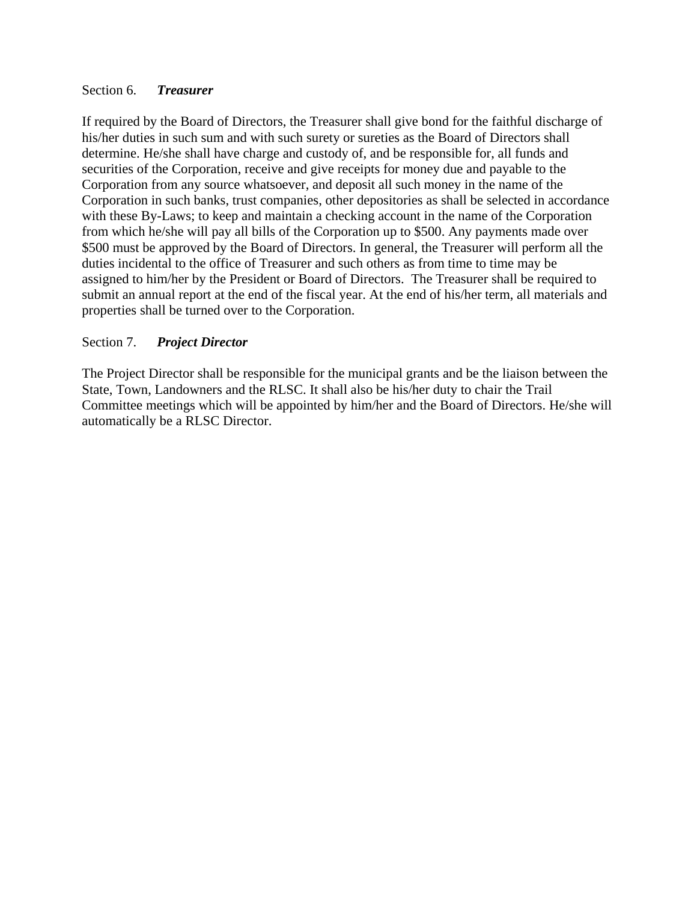Section 6. ***Treasurer***

If required by the Board of Directors, the Treasurer shall give bond for the faithful discharge of his/her duties in such sum and with such surety or sureties as the Board of Directors shall determine. He/she shall have charge and custody of, and be responsible for, all funds and securities of the Corporation, receive and give receipts for money due and payable to the Corporation from any source whatsoever, and deposit all such money in the name of the Corporation in such banks, trust companies, other depositories as shall be selected in accordance with these By-Laws; to keep and maintain a checking account in the name of the Corporation from which he/she will pay all bills of the Corporation up to $500. Any payments made over $500 must be approved by the Board of Directors. In general, the Treasurer will perform all the duties incidental to the office of Treasurer and such others as from time to time may be assigned to him/her by the President or Board of Directors. The Treasurer shall be required to submit an annual report at the end of the fiscal year. At the end of his/her term, all materials and properties shall be turned over to the Corporation.

Section 7. ***Project Director***

The Project Director shall be responsible for the municipal grants and be the liaison between the State, Town, Landowners and the RLSC. It shall also be his/her duty to chair the Trail Committee meetings which will be appointed by him/her and the Board of Directors. He/she will automatically be a RLSC Director.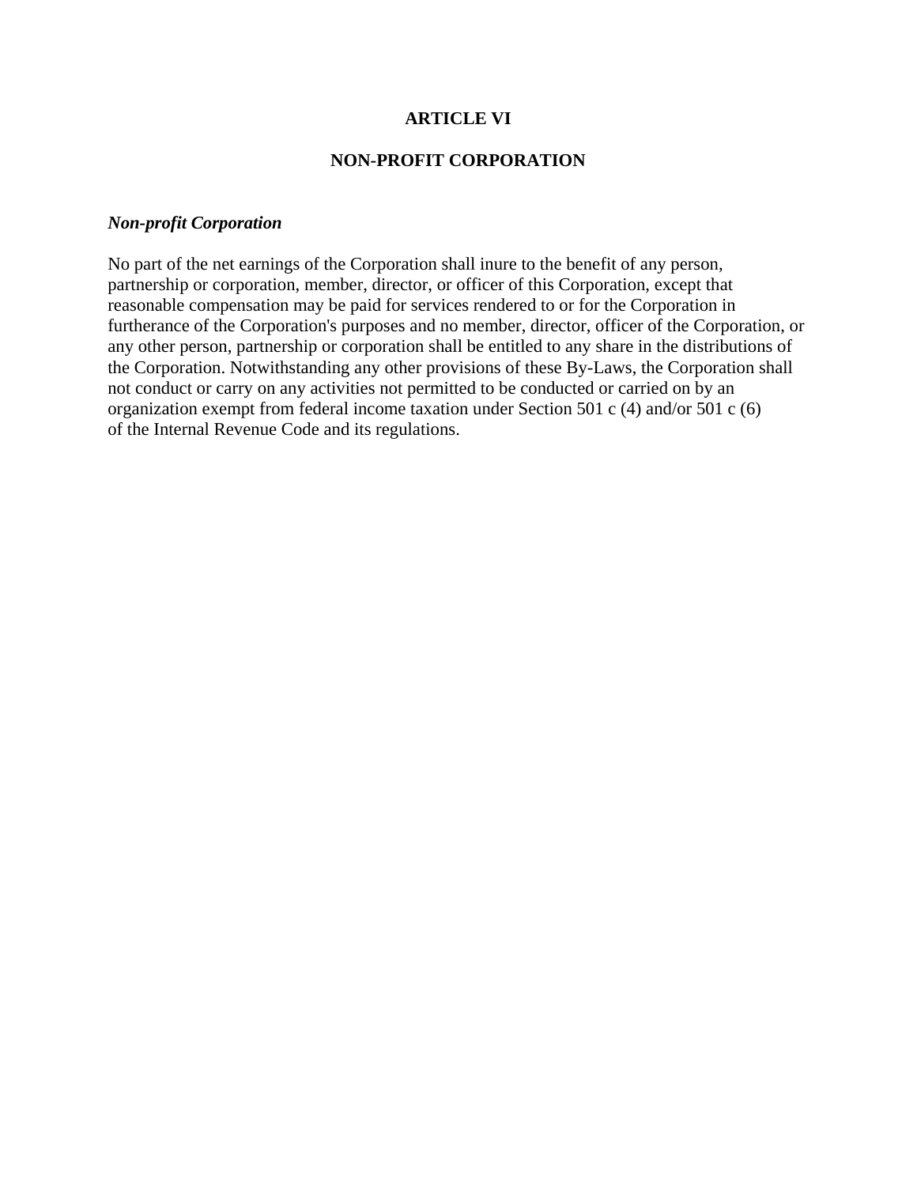## ARTICLE VI

## NON-PROFIT CORPORATION

***Non-profit Corporation***

No part of the net earnings of the Corporation shall inure to the benefit of any person, partnership or corporation, member, director, or officer of this Corporation, except that reasonable compensation may be paid for services rendered to or for the Corporation in furtherance of the Corporation's purposes and no member, director, officer of the Corporation, or any other person, partnership or corporation shall be entitled to any share in the distributions of the Corporation. Notwithstanding any other provisions of these By-Laws, the Corporation shall not conduct or carry on any activities not permitted to be conducted or carried on by an organization exempt from federal income taxation under Section 501 c (4) and/or 501 c (6) of the Internal Revenue Code and its regulations.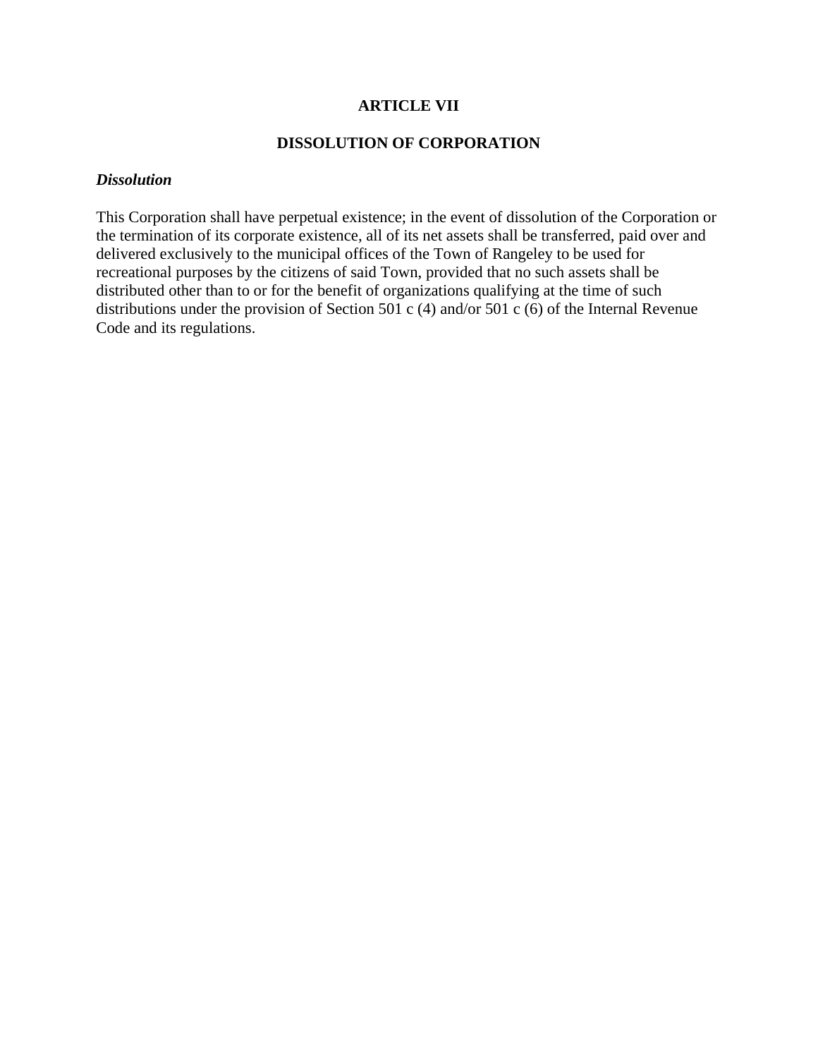## ARTICLE VII

## DISSOLUTION OF CORPORATION

***Dissolution***

This Corporation shall have perpetual existence; in the event of dissolution of the Corporation or the termination of its corporate existence, all of its net assets shall be transferred, paid over and delivered exclusively to the municipal offices of the Town of Rangeley to be used for recreational purposes by the citizens of said Town, provided that no such assets shall be distributed other than to or for the benefit of organizations qualifying at the time of such distributions under the provision of Section 501 c (4) and/or 501 c (6) of the Internal Revenue Code and its regulations.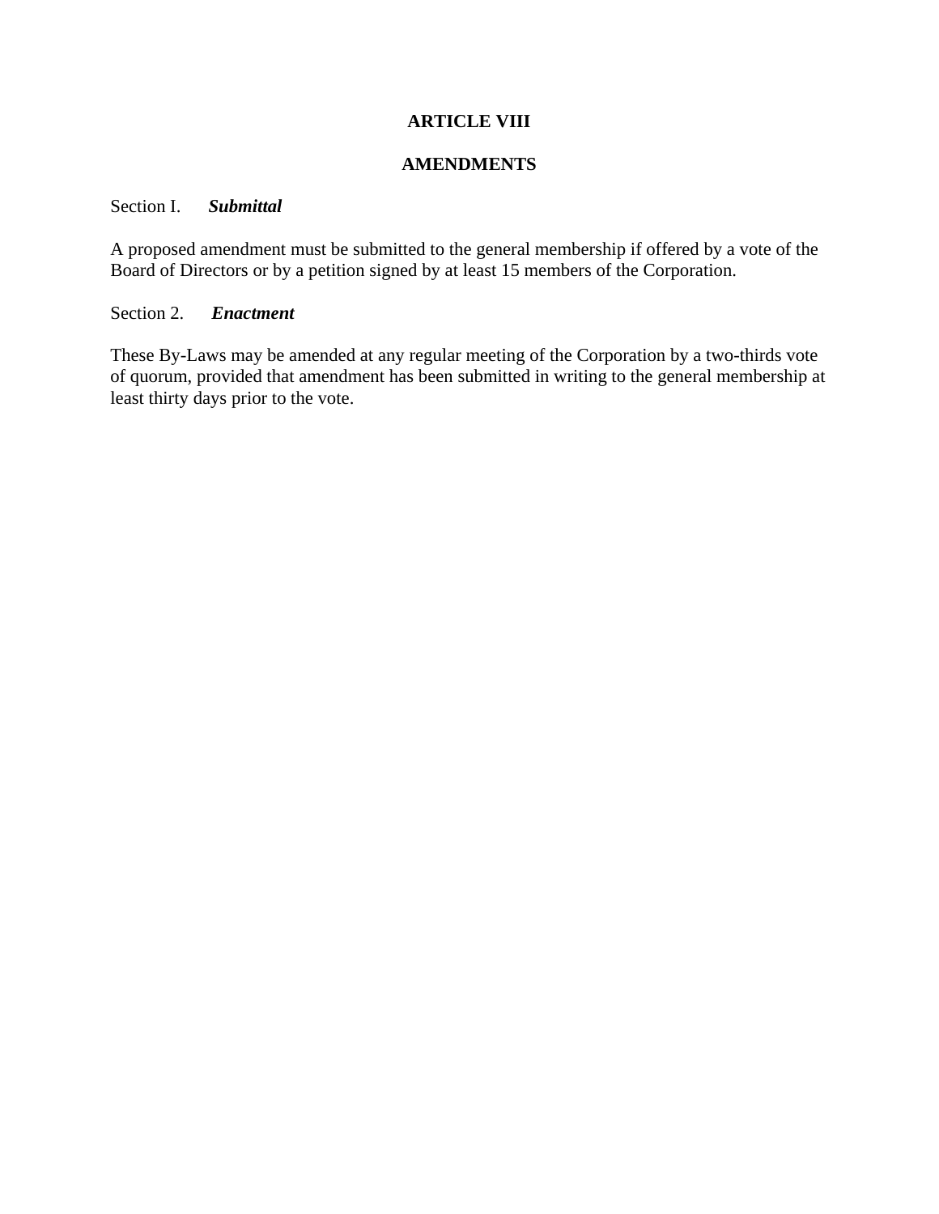# ARTICLE VIII

## AMENDMENTS

Section I. ***Submittal***

A proposed amendment must be submitted to the general membership if offered by a vote of the Board of Directors or by a petition signed by at least 15 members of the Corporation.

Section 2. ***Enactment***

These By-Laws may be amended at any regular meeting of the Corporation by a two-thirds vote of quorum, provided that amendment has been submitted in writing to the general membership at least thirty days prior to the vote.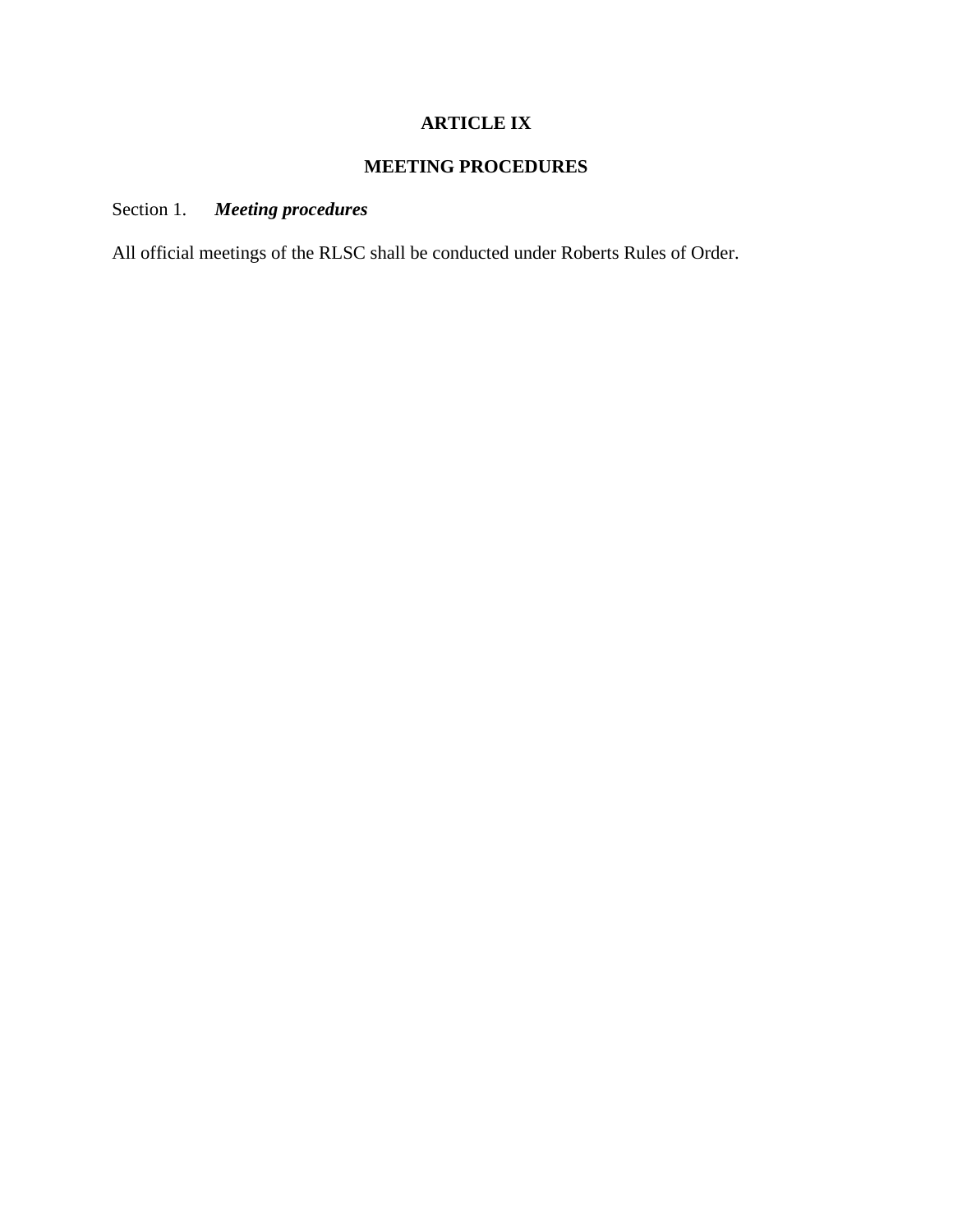# ARTICLE IX

## MEETING PROCEDURES

Section 1. ***Meeting procedures***

All official meetings of the RLSC shall be conducted under Roberts Rules of Order.